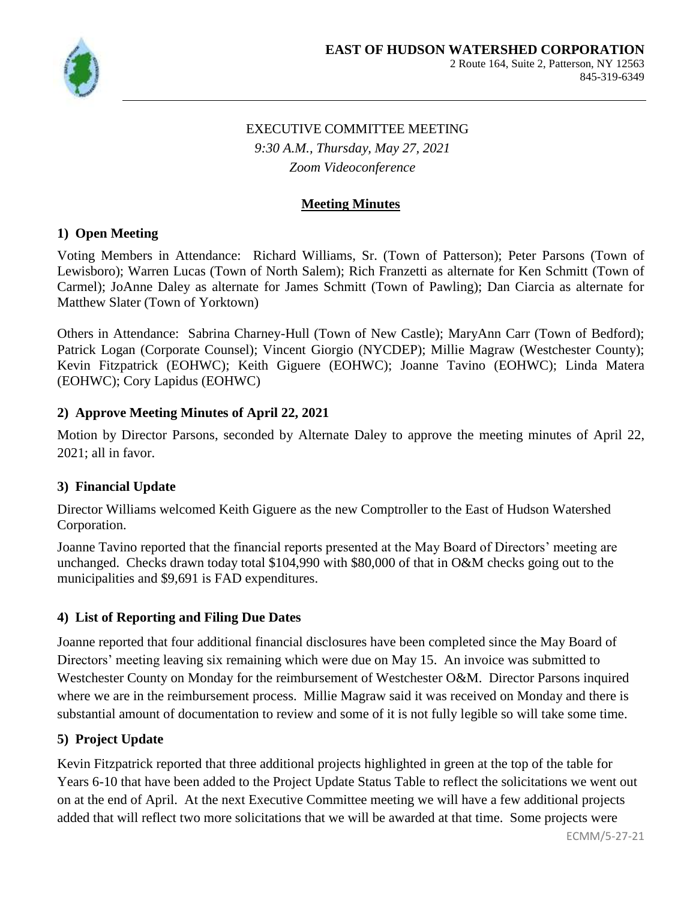# EAST OF HUDSON WATERSHED CORPORATION

2 Route 164, Suite 2, Patterson, NY 12563
845-319-6349

EXECUTIVE COMMITTEE MEETING

*9:30 A.M., Thursday, May 27, 2021*

*Zoom Videoconference*

## **Meeting Minutes**

### 1) Open Meeting

Voting Members in Attendance: Richard Williams, Sr. (Town of Patterson); Peter Parsons (Town of Lewisboro); Warren Lucas (Town of North Salem); Rich Franzetti as alternate for Ken Schmitt (Town of Carmel); JoAnne Daley as alternate for James Schmitt (Town of Pawling); Dan Ciarcia as alternate for Matthew Slater (Town of Yorktown)

Others in Attendance: Sabrina Charney-Hull (Town of New Castle); MaryAnn Carr (Town of Bedford); Patrick Logan (Corporate Counsel); Vincent Giorgio (NYCDEP); Millie Magraw (Westchester County); Kevin Fitzpatrick (EOHWC); Keith Giguere (EOHWC); Joanne Tavino (EOHWC); Linda Matera (EOHWC); Cory Lapidus (EOHWC)

### 2) Approve Meeting Minutes of April 22, 2021

Motion by Director Parsons, seconded by Alternate Daley to approve the meeting minutes of April 22, 2021; all in favor.

### 3) Financial Update

Director Williams welcomed Keith Giguere as the new Comptroller to the East of Hudson Watershed Corporation.

Joanne Tavino reported that the financial reports presented at the May Board of Directors' meeting are unchanged. Checks drawn today total $104,990 with $80,000 of that in O&M checks going out to the municipalities and $9,691 is FAD expenditures.

### 4) List of Reporting and Filing Due Dates

Joanne reported that four additional financial disclosures have been completed since the May Board of Directors' meeting leaving six remaining which were due on May 15. An invoice was submitted to Westchester County on Monday for the reimbursement of Westchester O&M. Director Parsons inquired where we are in the reimbursement process. Millie Magraw said it was received on Monday and there is substantial amount of documentation to review and some of it is not fully legible so will take some time.

### 5) Project Update

Kevin Fitzpatrick reported that three additional projects highlighted in green at the top of the table for Years 6-10 that have been added to the Project Update Status Table to reflect the solicitations we went out on at the end of April. At the next Executive Committee meeting we will have a few additional projects added that will reflect two more solicitations that we will be awarded at that time. Some projects were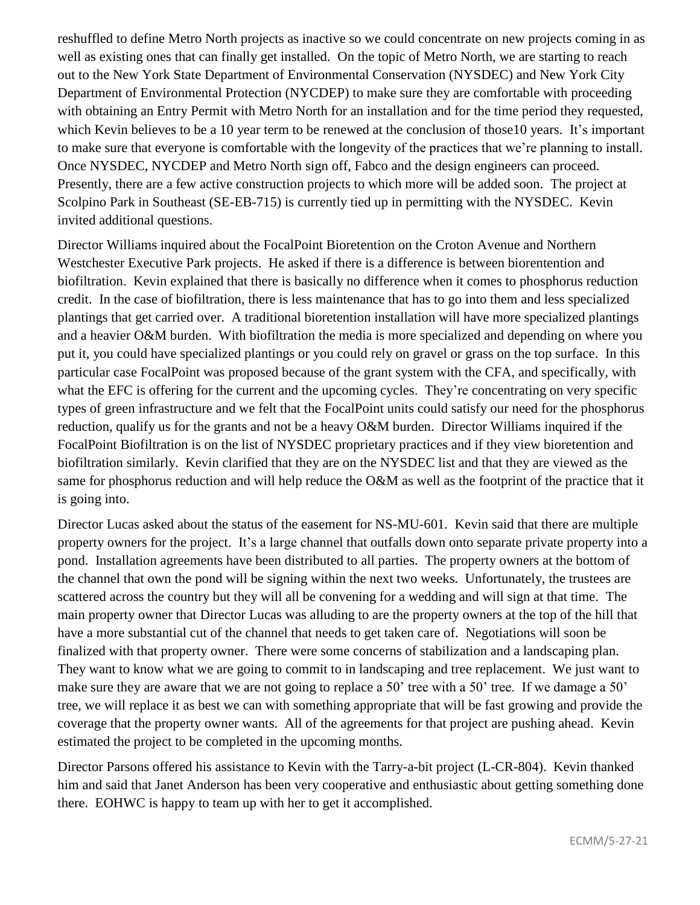reshuffled to define Metro North projects as inactive so we could concentrate on new projects coming in as well as existing ones that can finally get installed. On the topic of Metro North, we are starting to reach out to the New York State Department of Environmental Conservation (NYSDEC) and New York City Department of Environmental Protection (NYCDEP) to make sure they are comfortable with proceeding with obtaining an Entry Permit with Metro North for an installation and for the time period they requested, which Kevin believes to be a 10 year term to be renewed at the conclusion of those10 years. It's important to make sure that everyone is comfortable with the longevity of the practices that we're planning to install. Once NYSDEC, NYCDEP and Metro North sign off, Fabco and the design engineers can proceed. Presently, there are a few active construction projects to which more will be added soon. The project at Scolpino Park in Southeast (SE-EB-715) is currently tied up in permitting with the NYSDEC. Kevin invited additional questions.

Director Williams inquired about the FocalPoint Bioretention on the Croton Avenue and Northern Westchester Executive Park projects. He asked if there is a difference is between biorentention and biofiltration. Kevin explained that there is basically no difference when it comes to phosphorus reduction credit. In the case of biofiltration, there is less maintenance that has to go into them and less specialized plantings that get carried over. A traditional bioretention installation will have more specialized plantings and a heavier O&M burden. With biofiltration the media is more specialized and depending on where you put it, you could have specialized plantings or you could rely on gravel or grass on the top surface. In this particular case FocalPoint was proposed because of the grant system with the CFA, and specifically, with what the EFC is offering for the current and the upcoming cycles. They're concentrating on very specific types of green infrastructure and we felt that the FocalPoint units could satisfy our need for the phosphorus reduction, qualify us for the grants and not be a heavy O&M burden. Director Williams inquired if the FocalPoint Biofiltration is on the list of NYSDEC proprietary practices and if they view bioretention and biofiltration similarly. Kevin clarified that they are on the NYSDEC list and that they are viewed as the same for phosphorus reduction and will help reduce the O&M as well as the footprint of the practice that it is going into.

Director Lucas asked about the status of the easement for NS-MU-601. Kevin said that there are multiple property owners for the project. It's a large channel that outfalls down onto separate private property into a pond. Installation agreements have been distributed to all parties. The property owners at the bottom of the channel that own the pond will be signing within the next two weeks. Unfortunately, the trustees are scattered across the country but they will all be convening for a wedding and will sign at that time. The main property owner that Director Lucas was alluding to are the property owners at the top of the hill that have a more substantial cut of the channel that needs to get taken care of. Negotiations will soon be finalized with that property owner. There were some concerns of stabilization and a landscaping plan. They want to know what we are going to commit to in landscaping and tree replacement. We just want to make sure they are aware that we are not going to replace a 50' tree with a 50' tree. If we damage a 50' tree, we will replace it as best we can with something appropriate that will be fast growing and provide the coverage that the property owner wants. All of the agreements for that project are pushing ahead. Kevin estimated the project to be completed in the upcoming months.

Director Parsons offered his assistance to Kevin with the Tarry-a-bit project (L-CR-804). Kevin thanked him and said that Janet Anderson has been very cooperative and enthusiastic about getting something done there. EOHWC is happy to team up with her to get it accomplished.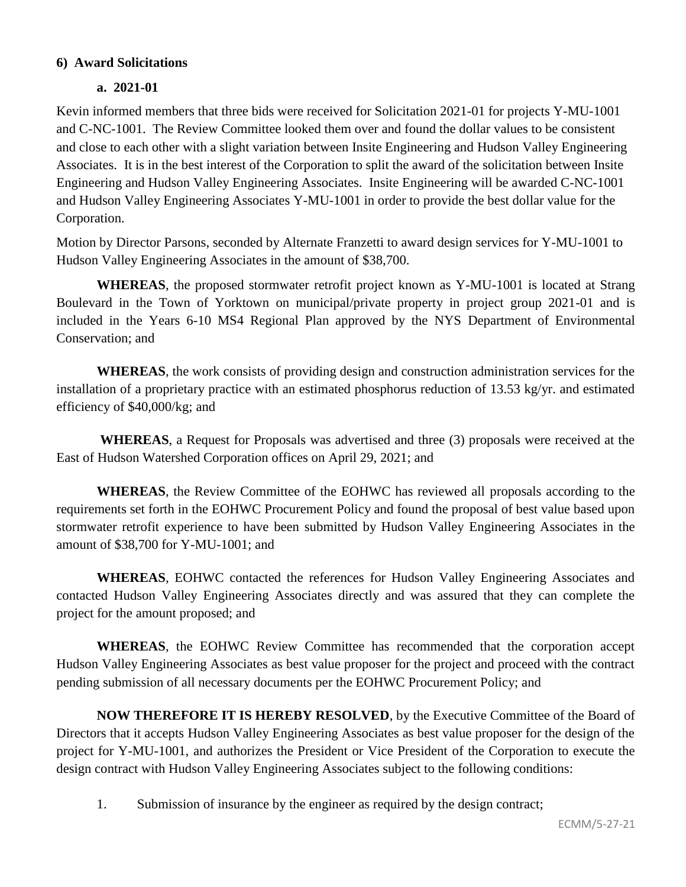## 6) Award Solicitations

### a. 2021-01

Kevin informed members that three bids were received for Solicitation 2021-01 for projects Y-MU-1001 and C-NC-1001. The Review Committee looked them over and found the dollar values to be consistent and close to each other with a slight variation between Insite Engineering and Hudson Valley Engineering Associates. It is in the best interest of the Corporation to split the award of the solicitation between Insite Engineering and Hudson Valley Engineering Associates. Insite Engineering will be awarded C-NC-1001 and Hudson Valley Engineering Associates Y-MU-1001 in order to provide the best dollar value for the Corporation.

Motion by Director Parsons, seconded by Alternate Franzetti to award design services for Y-MU-1001 to Hudson Valley Engineering Associates in the amount of $38,700.

**WHEREAS**, the proposed stormwater retrofit project known as Y-MU-1001 is located at Strang Boulevard in the Town of Yorktown on municipal/private property in project group 2021-01 and is included in the Years 6-10 MS4 Regional Plan approved by the NYS Department of Environmental Conservation; and

**WHEREAS**, the work consists of providing design and construction administration services for the installation of a proprietary practice with an estimated phosphorus reduction of 13.53 kg/yr. and estimated efficiency of $40,000/kg; and

**WHEREAS**, a Request for Proposals was advertised and three (3) proposals were received at the East of Hudson Watershed Corporation offices on April 29, 2021; and

**WHEREAS**, the Review Committee of the EOHWC has reviewed all proposals according to the requirements set forth in the EOHWC Procurement Policy and found the proposal of best value based upon stormwater retrofit experience to have been submitted by Hudson Valley Engineering Associates in the amount of $38,700 for Y-MU-1001; and

**WHEREAS**, EOHWC contacted the references for Hudson Valley Engineering Associates and contacted Hudson Valley Engineering Associates directly and was assured that they can complete the project for the amount proposed; and

**WHEREAS**, the EOHWC Review Committee has recommended that the corporation accept Hudson Valley Engineering Associates as best value proposer for the project and proceed with the contract pending submission of all necessary documents per the EOHWC Procurement Policy; and

**NOW THEREFORE IT IS HEREBY RESOLVED**, by the Executive Committee of the Board of Directors that it accepts Hudson Valley Engineering Associates as best value proposer for the design of the project for Y-MU-1001, and authorizes the President or Vice President of the Corporation to execute the design contract with Hudson Valley Engineering Associates subject to the following conditions:

1. Submission of insurance by the engineer as required by the design contract;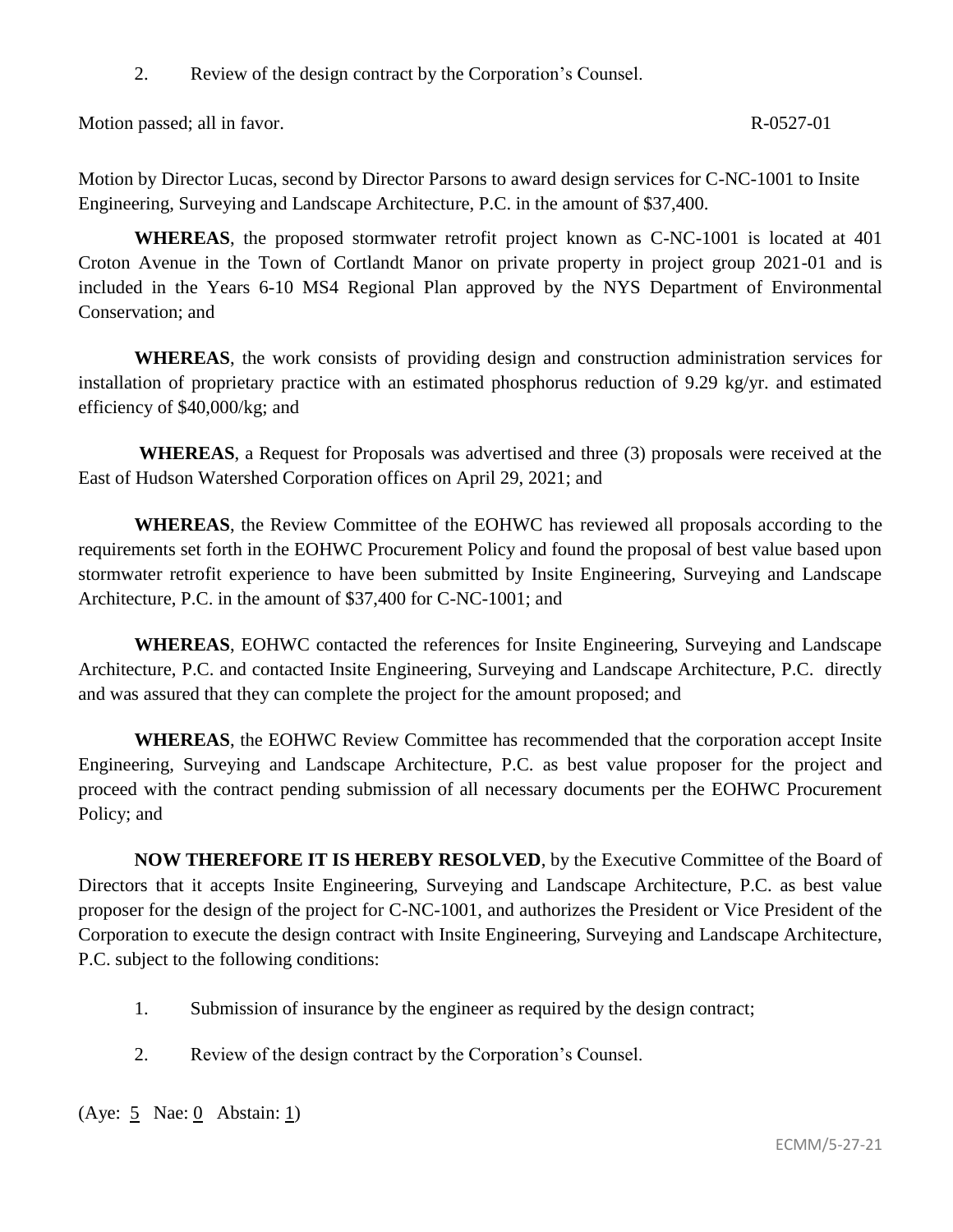2. Review of the design contract by the Corporation's Counsel.

Motion passed; all in favor. R-0527-01

Motion by Director Lucas, second by Director Parsons to award design services for C-NC-1001 to Insite Engineering, Surveying and Landscape Architecture, P.C. in the amount of $37,400.

**WHEREAS**, the proposed stormwater retrofit project known as C-NC-1001 is located at 401 Croton Avenue in the Town of Cortlandt Manor on private property in project group 2021-01 and is included in the Years 6-10 MS4 Regional Plan approved by the NYS Department of Environmental Conservation; and

**WHEREAS**, the work consists of providing design and construction administration services for installation of proprietary practice with an estimated phosphorus reduction of 9.29 kg/yr. and estimated efficiency of $40,000/kg; and

**WHEREAS**, a Request for Proposals was advertised and three (3) proposals were received at the East of Hudson Watershed Corporation offices on April 29, 2021; and

**WHEREAS**, the Review Committee of the EOHWC has reviewed all proposals according to the requirements set forth in the EOHWC Procurement Policy and found the proposal of best value based upon stormwater retrofit experience to have been submitted by Insite Engineering, Surveying and Landscape Architecture, P.C. in the amount of $37,400 for C-NC-1001; and

**WHEREAS**, EOHWC contacted the references for Insite Engineering, Surveying and Landscape Architecture, P.C. and contacted Insite Engineering, Surveying and Landscape Architecture, P.C. directly and was assured that they can complete the project for the amount proposed; and

**WHEREAS**, the EOHWC Review Committee has recommended that the corporation accept Insite Engineering, Surveying and Landscape Architecture, P.C. as best value proposer for the project and proceed with the contract pending submission of all necessary documents per the EOHWC Procurement Policy; and

**NOW THEREFORE IT IS HEREBY RESOLVED**, by the Executive Committee of the Board of Directors that it accepts Insite Engineering, Surveying and Landscape Architecture, P.C. as best value proposer for the design of the project for C-NC-1001, and authorizes the President or Vice President of the Corporation to execute the design contract with Insite Engineering, Surveying and Landscape Architecture, P.C. subject to the following conditions:

1. Submission of insurance by the engineer as required by the design contract;
2. Review of the design contract by the Corporation's Counsel.

(Aye: 5 Nae: 0 Abstain: 1)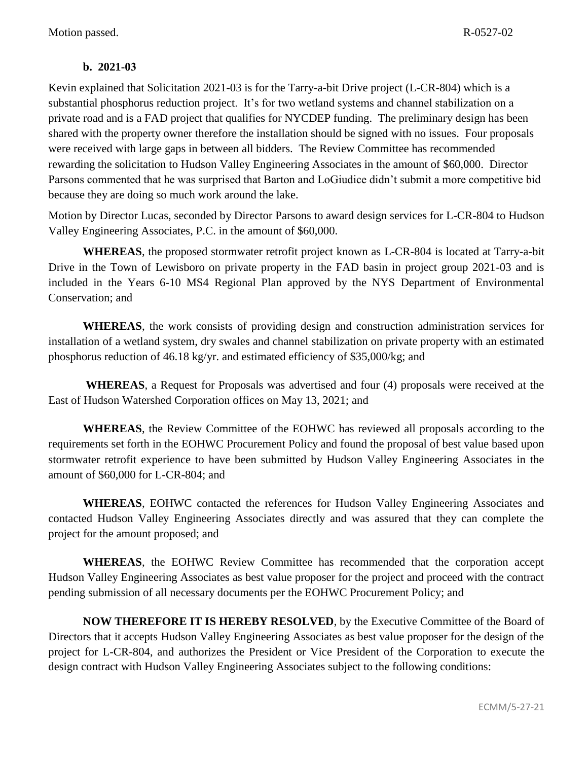Motion passed. R-0527-02

**b. 2021-03**

Kevin explained that Solicitation 2021-03 is for the Tarry-a-bit Drive project (L-CR-804) which is a substantial phosphorus reduction project. It's for two wetland systems and channel stabilization on a private road and is a FAD project that qualifies for NYCDEP funding. The preliminary design has been shared with the property owner therefore the installation should be signed with no issues. Four proposals were received with large gaps in between all bidders. The Review Committee has recommended rewarding the solicitation to Hudson Valley Engineering Associates in the amount of $60,000. Director Parsons commented that he was surprised that Barton and LoGiudice didn't submit a more competitive bid because they are doing so much work around the lake.

Motion by Director Lucas, seconded by Director Parsons to award design services for L-CR-804 to Hudson Valley Engineering Associates, P.C. in the amount of $60,000.

**WHEREAS**, the proposed stormwater retrofit project known as L-CR-804 is located at Tarry-a-bit Drive in the Town of Lewisboro on private property in the FAD basin in project group 2021-03 and is included in the Years 6-10 MS4 Regional Plan approved by the NYS Department of Environmental Conservation; and

**WHEREAS**, the work consists of providing design and construction administration services for installation of a wetland system, dry swales and channel stabilization on private property with an estimated phosphorus reduction of 46.18 kg/yr. and estimated efficiency of $35,000/kg; and

**WHEREAS**, a Request for Proposals was advertised and four (4) proposals were received at the East of Hudson Watershed Corporation offices on May 13, 2021; and

**WHEREAS**, the Review Committee of the EOHWC has reviewed all proposals according to the requirements set forth in the EOHWC Procurement Policy and found the proposal of best value based upon stormwater retrofit experience to have been submitted by Hudson Valley Engineering Associates in the amount of $60,000 for L-CR-804; and

**WHEREAS**, EOHWC contacted the references for Hudson Valley Engineering Associates and contacted Hudson Valley Engineering Associates directly and was assured that they can complete the project for the amount proposed; and

**WHEREAS**, the EOHWC Review Committee has recommended that the corporation accept Hudson Valley Engineering Associates as best value proposer for the project and proceed with the contract pending submission of all necessary documents per the EOHWC Procurement Policy; and

**NOW THEREFORE IT IS HEREBY RESOLVED**, by the Executive Committee of the Board of Directors that it accepts Hudson Valley Engineering Associates as best value proposer for the design of the project for L-CR-804, and authorizes the President or Vice President of the Corporation to execute the design contract with Hudson Valley Engineering Associates subject to the following conditions: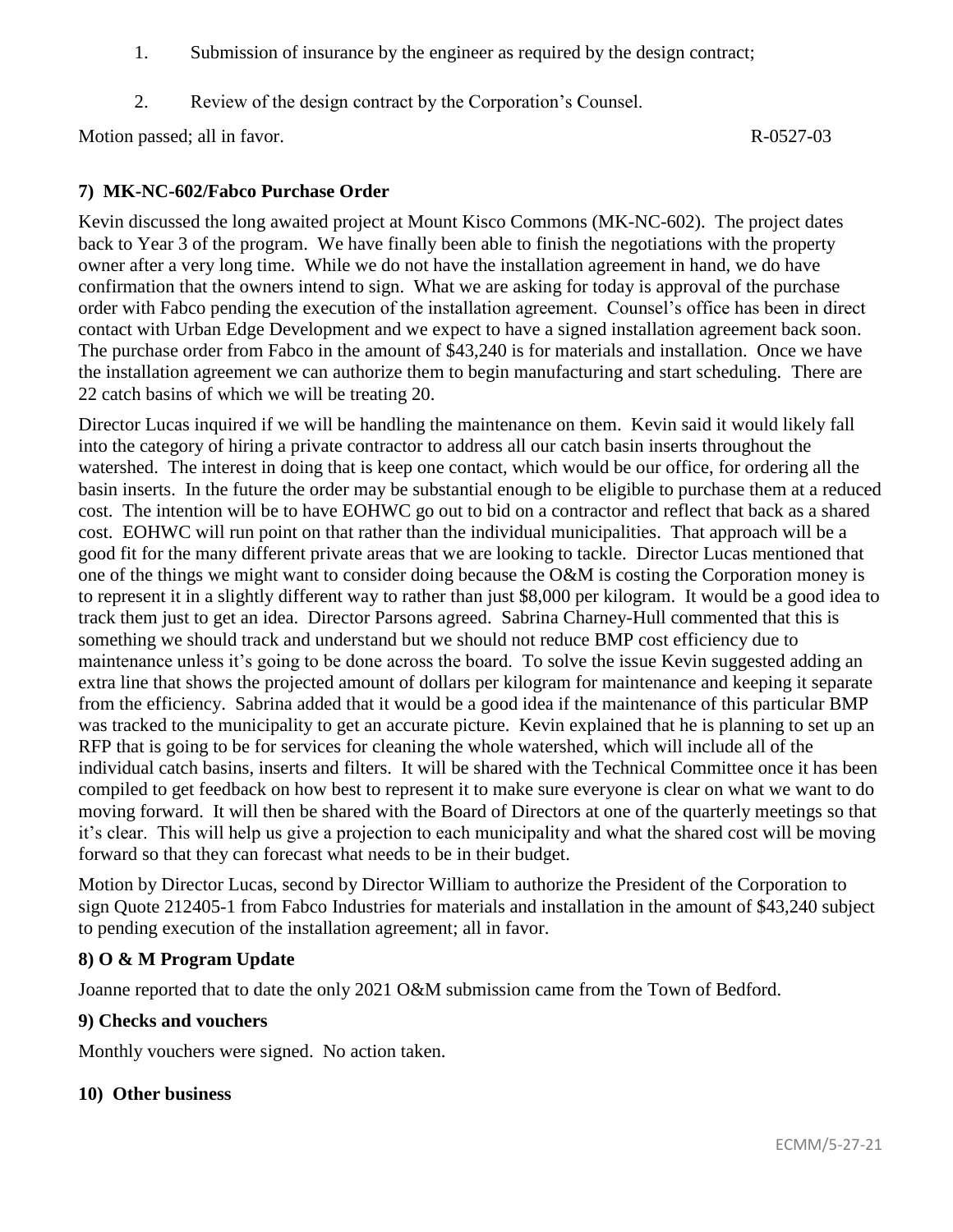1. Submission of insurance by the engineer as required by the design contract;

2. Review of the design contract by the Corporation's Counsel.

Motion passed; all in favor. R-0527-03

## 7) MK-NC-602/Fabco Purchase Order

Kevin discussed the long awaited project at Mount Kisco Commons (MK-NC-602). The project dates back to Year 3 of the program. We have finally been able to finish the negotiations with the property owner after a very long time. While we do not have the installation agreement in hand, we do have confirmation that the owners intend to sign. What we are asking for today is approval of the purchase order with Fabco pending the execution of the installation agreement. Counsel's office has been in direct contact with Urban Edge Development and we expect to have a signed installation agreement back soon. The purchase order from Fabco in the amount of $43,240 is for materials and installation. Once we have the installation agreement we can authorize them to begin manufacturing and start scheduling. There are 22 catch basins of which we will be treating 20.

Director Lucas inquired if we will be handling the maintenance on them. Kevin said it would likely fall into the category of hiring a private contractor to address all our catch basin inserts throughout the watershed. The interest in doing that is keep one contact, which would be our office, for ordering all the basin inserts. In the future the order may be substantial enough to be eligible to purchase them at a reduced cost. The intention will be to have EOHWC go out to bid on a contractor and reflect that back as a shared cost. EOHWC will run point on that rather than the individual municipalities. That approach will be a good fit for the many different private areas that we are looking to tackle. Director Lucas mentioned that one of the things we might want to consider doing because the O&M is costing the Corporation money is to represent it in a slightly different way to rather than just $8,000 per kilogram. It would be a good idea to track them just to get an idea. Director Parsons agreed. Sabrina Charney-Hull commented that this is something we should track and understand but we should not reduce BMP cost efficiency due to maintenance unless it's going to be done across the board. To solve the issue Kevin suggested adding an extra line that shows the projected amount of dollars per kilogram for maintenance and keeping it separate from the efficiency. Sabrina added that it would be a good idea if the maintenance of this particular BMP was tracked to the municipality to get an accurate picture. Kevin explained that he is planning to set up an RFP that is going to be for services for cleaning the whole watershed, which will include all of the individual catch basins, inserts and filters. It will be shared with the Technical Committee once it has been compiled to get feedback on how best to represent it to make sure everyone is clear on what we want to do moving forward. It will then be shared with the Board of Directors at one of the quarterly meetings so that it's clear. This will help us give a projection to each municipality and what the shared cost will be moving forward so that they can forecast what needs to be in their budget.

Motion by Director Lucas, second by Director William to authorize the President of the Corporation to sign Quote 212405-1 from Fabco Industries for materials and installation in the amount of $43,240 subject to pending execution of the installation agreement; all in favor.

## 8) O & M Program Update

Joanne reported that to date the only 2021 O&M submission came from the Town of Bedford.

## 9) Checks and vouchers

Monthly vouchers were signed. No action taken.

## 10) Other business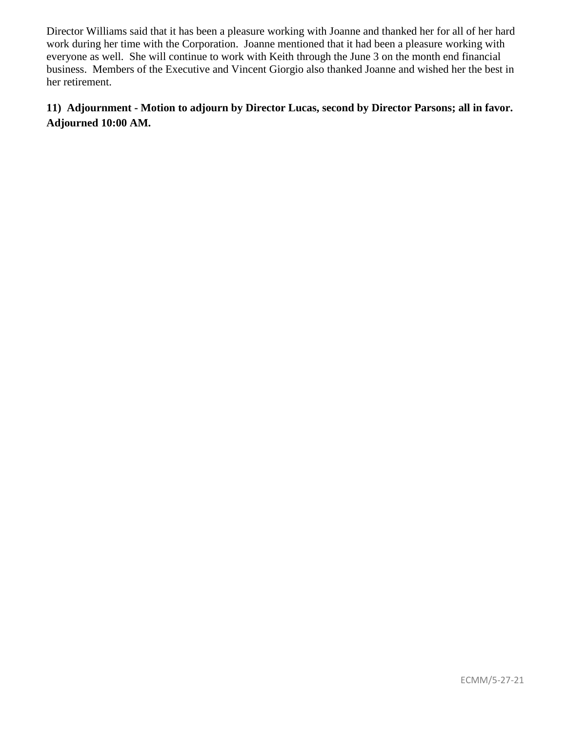Director Williams said that it has been a pleasure working with Joanne and thanked her for all of her hard work during her time with the Corporation. Joanne mentioned that it had been a pleasure working with everyone as well. She will continue to work with Keith through the June 3 on the month end financial business. Members of the Executive and Vincent Giorgio also thanked Joanne and wished her the best in her retirement.

**11) Adjournment - Motion to adjourn by Director Lucas, second by Director Parsons; all in favor. Adjourned 10:00 AM.**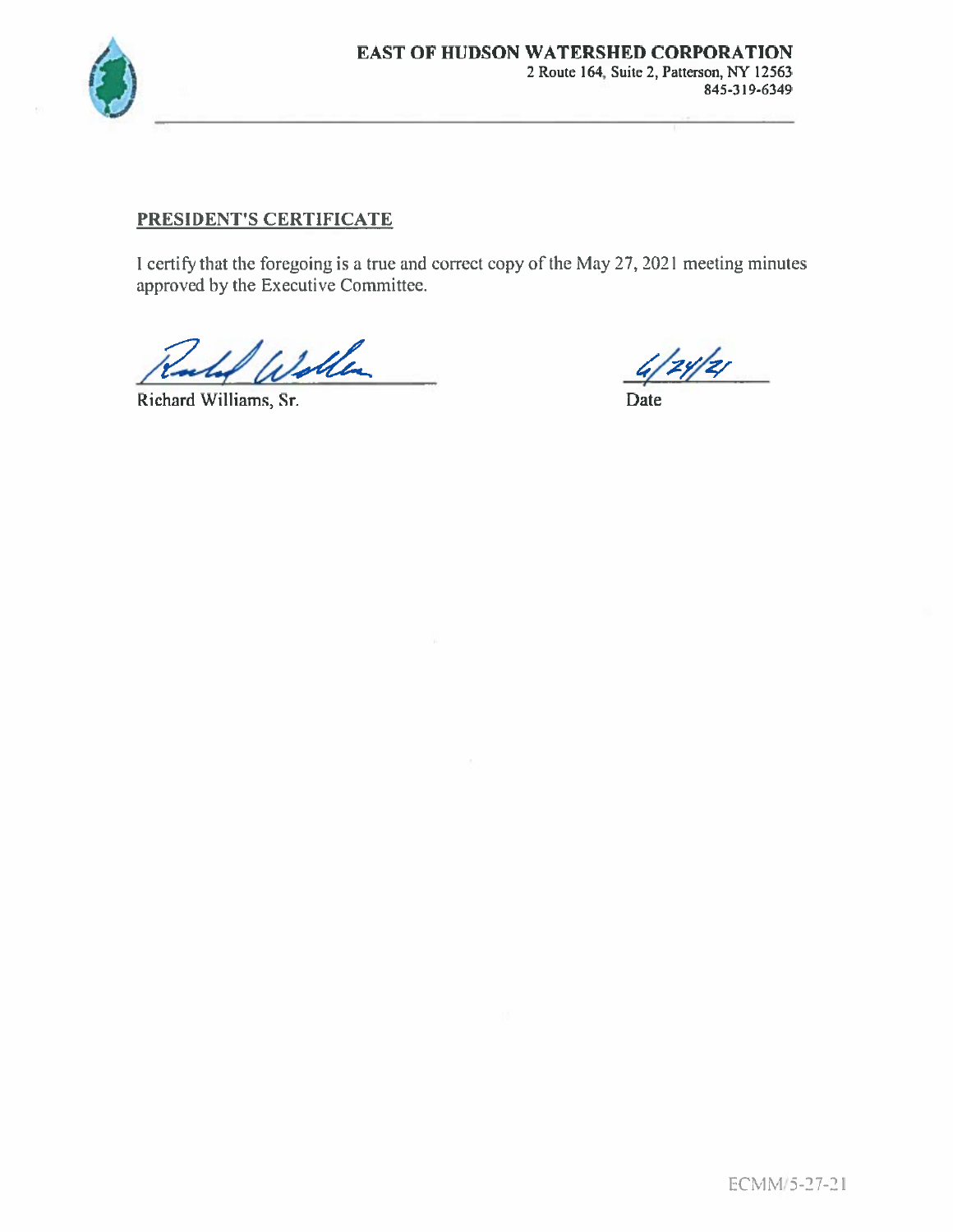**EAST OF HUDSON WATERSHED CORPORATION**
2 Route 164, Suite 2, Patterson, NY 12563
845-319-6349

## PRESIDENT'S CERTIFICATE

I certify that the foregoing is a true and correct copy of the May 27, 2021 meeting minutes approved by the Executive Committee.

Richard Williams, Sr.

6/24/21
Date

ECMM/5-27-21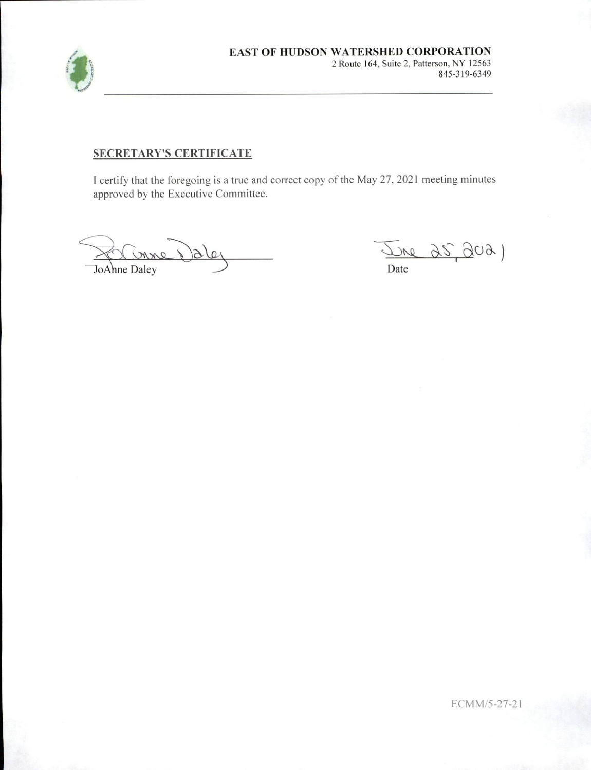**EAST OF HUDSON WATERSHED CORPORATION**
2 Route 164, Suite 2, Patterson, NY 12563
845-319-6349

## SECRETARY'S CERTIFICATE

I certify that the foregoing is a true and correct copy of the May 27, 2021 meeting minutes approved by the Executive Committee.

JoAnne Daley

June 25, 2021
Date

ECMM/5-27-21